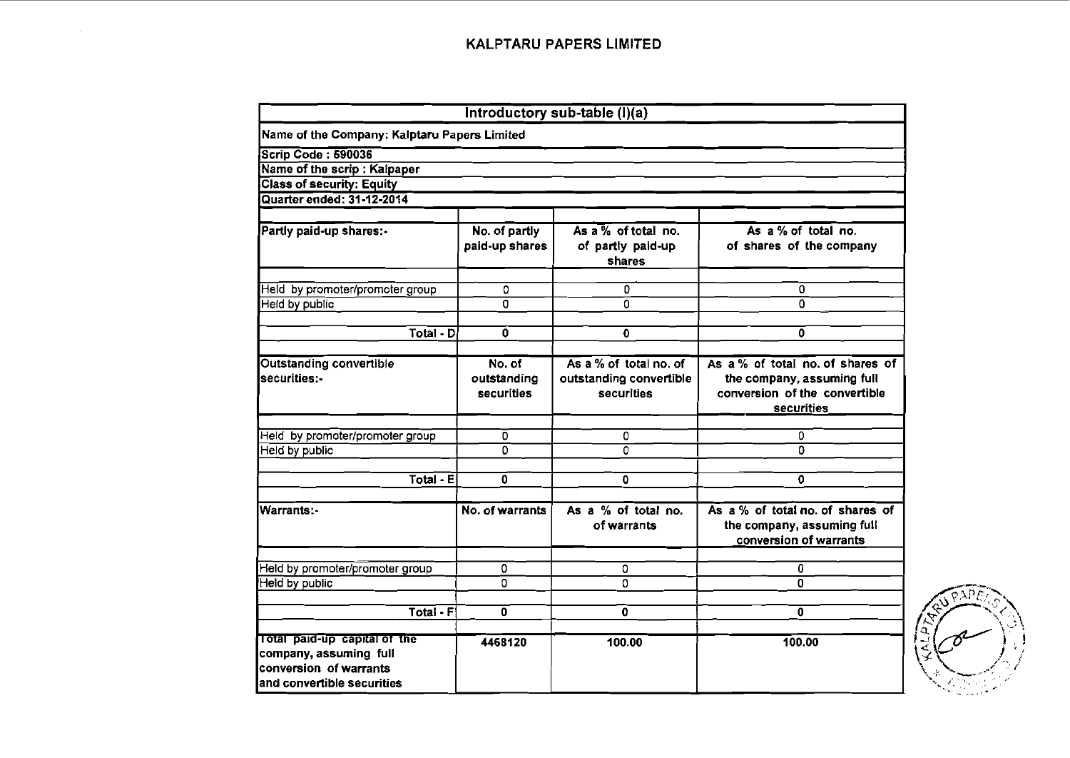# KALPTARU PAPERS LIMITED

| Introductory sub-table (I)(a) | | | |
|---|---|---|---|
| Name of the Company: Kalptaru Papers Limited | | | |
| Scrip Code : 590036 | | | |
| Name of the scrip : Kalpaper | | | |
| Class of security: Equity | | | |
| Quarter ended: 31-12-2014 | | | |
| Partly paid-up shares:- | No. of partly paid-up shares | As a % of total no. of partly paid-up shares | As a % of total no. of shares of the company |
| Held by promoter/promoter group | 0 | 0 | 0 |
| Held by public | 0 | 0 | 0 |
| Total - D | 0 | 0 | 0 |
| Outstanding convertible securities:- | No. of outstanding securities | As a % of total no. of outstanding convertible securities | As a % of total no. of shares of the company, assuming full conversion of the convertible securities |
| Held by promoter/promoter group | 0 | 0 | 0 |
| Held by public | 0 | 0 | 0 |
| Total - E | 0 | 0 | 0 |
| Warrants:- | No. of warrants | As a % of total no. of warrants | As a % of total no. of shares of the company, assuming full conversion of warrants |
| Held by promoter/promoter group | 0 | 0 | 0 |
| Held by public | 0 | 0 | 0 |
| Total - F | 0 | 0 | 0 |
| Total paid-up capital of the company, assuming full conversion of warrants and convertible securities | 4468120 | 100.00 | 100.00 |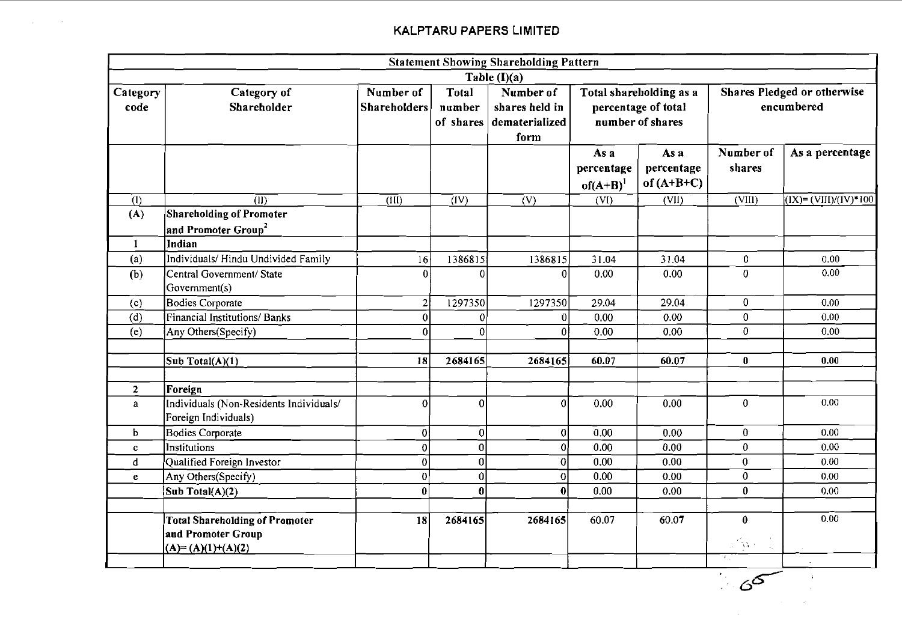# KALPTARU PAPERS LIMITED

**Statement Showing Shareholding Pattern**

**Table (I)(a)**

| Category code | Category of Shareholder | Number of Shareholders | Total number of shares | Number of shares held in dematerialized form | Total shareholding as a percentage of total number of shares | | Shares Pledged or otherwise encumbered | |
|---|---|---|---|---|---|---|---|---|
| | | | | | As a percentage of(A+B)[1] | As a percentage of (A+B+C) | Number of shares | As a percentage |
| (I) | (II) | (III) | (IV) | (V) | (VI) | (VII) | (VIII) | (IX)= (VIII)/(IV)*100 |
| **(A)** | **Shareholding of Promoter and Promoter Group[2]** | | | | | | | |
| 1 | **Indian** | | | | | | | |
| (a) | Individuals/ Hindu Undivided Family | 16 | 1386815 | 1386815 | 31.04 | 31.04 | 0 | 0.00 |
| (b) | Central Government/ State Government(s) | 0 | 0 | 0 | 0.00 | 0.00 | 0 | 0.00 |
| (c) | Bodies Corporate | 2 | 1297350 | 1297350 | 29.04 | 29.04 | 0 | 0.00 |
| (d) | Financial Institutions/ Banks | 0 | 0 | 0 | 0.00 | 0.00 | 0 | 0.00 |
| (e) | Any Others(Specify) | 0 | 0 | 0 | 0.00 | 0.00 | 0 | 0.00 |
| | | | | | | | | |
| | **Sub Total(A)(1)** | **18** | **2684165** | **2684165** | **60.07** | **60.07** | **0** | **0.00** |
| | | | | | | | | |
| **2** | **Foreign** | | | | | | | |
| a | Individuals (Non-Residents Individuals/ Foreign Individuals) | 0 | 0 | 0 | 0.00 | 0.00 | 0 | 0.00 |
| b | Bodies Corporate | 0 | 0 | 0 | 0.00 | 0.00 | 0 | 0.00 |
| c | Institutions | 0 | 0 | 0 | 0.00 | 0.00 | 0 | 0.00 |
| d | Qualified Foreign Investor | 0 | 0 | 0 | 0.00 | 0.00 | 0 | 0.00 |
| e | Any Others(Specify) | 0 | 0 | 0 | 0.00 | 0.00 | 0 | 0.00 |
| | **Sub Total(A)(2)** | **0** | **0** | **0** | 0.00 | 0.00 | **0** | 0.00 |
| | | | | | | | | |
| | **Total Shareholding of Promoter and Promoter Group (A)= (A)(1)+(A)(2)** | **18** | **2684165** | **2684165** | 60.07 | 60.07 | **0** | 0.00 |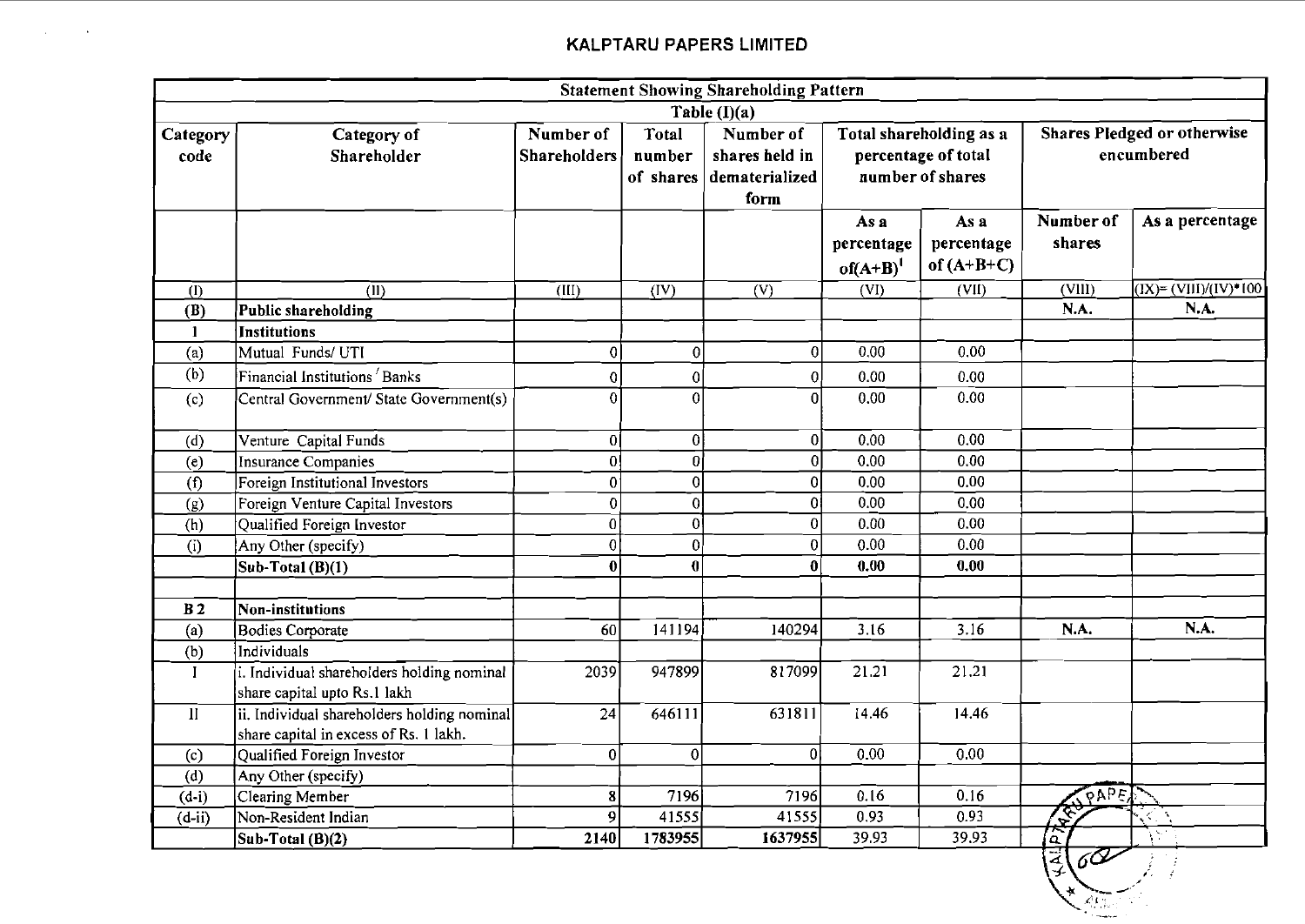## KALPTARU PAPERS LIMITED

| Statement Showing Shareholding Pattern | | | | | | | | |
|---|---|---|---|---|---|---|---|---|
| Table (I)(a) | | | | | | | | |
| Category code | Category of Shareholder | Number of Shareholders | Total number of shares | Number of shares held in dematerialized form | Total shareholding as a percentage of total number of shares | | Shares Pledged or otherwise encumbered | |
| | | | | | As a percentage of(A+B)[1] | As a percentage of (A+B+C) | Number of shares | As a percentage |
| (I) | (II) | (III) | (IV) | (V) | (VI) | (VII) | (VIII) | (IX)= (VIII)/(IV)*100 |
| (B) | **Public shareholding** | | | | | | N.A. | N.A. |
| 1 | **Institutions** | | | | | | | |
| (a) | Mutual Funds/ UTI | 0 | 0 | 0 | 0.00 | 0.00 | | |
| (b) | Financial Institutions / Banks | 0 | 0 | 0 | 0.00 | 0.00 | | |
| (c) | Central Government/ State Government(s) | 0 | 0 | 0 | 0.00 | 0.00 | | |
| (d) | Venture Capital Funds | 0 | 0 | 0 | 0.00 | 0.00 | | |
| (e) | Insurance Companies | 0 | 0 | 0 | 0.00 | 0.00 | | |
| (f) | Foreign Institutional Investors | 0 | 0 | 0 | 0.00 | 0.00 | | |
| (g) | Foreign Venture Capital Investors | 0 | 0 | 0 | 0.00 | 0.00 | | |
| (h) | Qualified Foreign Investor | 0 | 0 | 0 | 0.00 | 0.00 | | |
| (i) | Any Other (specify) | 0 | 0 | 0 | 0.00 | 0.00 | | |
| | **Sub-Total (B)(1)** | **0** | **0** | **0** | **0.00** | **0.00** | | |
| | | | | | | | | |
| B 2 | **Non-institutions** | | | | | | | |
| (a) | Bodies Corporate | 60 | 141194 | 140294 | 3.16 | 3.16 | N.A. | N.A. |
| (b) | Individuals | | | | | | | |
| I | i. Individual shareholders holding nominal share capital upto Rs.1 lakh | 2039 | 947899 | 817099 | 21.21 | 21.21 | | |
| II | ii. Individual shareholders holding nominal share capital in excess of Rs. 1 lakh. | 24 | 646111 | 631811 | 14.46 | 14.46 | | |
| (c) | Qualified Foreign Investor | 0 | 0 | 0 | 0.00 | 0.00 | | |
| (d) | Any Other (specify) | | | | | | | |
| (d-i) | Clearing Member | 8 | 7196 | 7196 | 0.16 | 0.16 | | |
| (d-ii) | Non-Resident Indian | 9 | 41555 | 41555 | 0.93 | 0.93 | | |
| | **Sub-Total (B)(2)** | **2140** | **1783955** | **1637955** | 39.93 | 39.93 | | |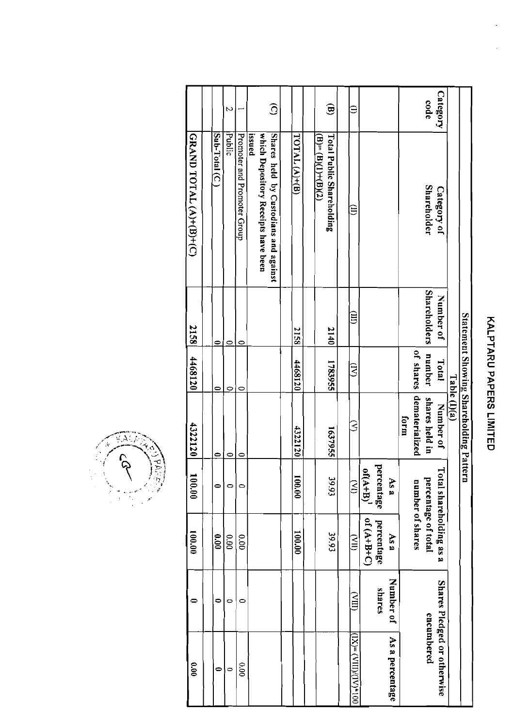# KALPTARU PAPERS LIMITED

## Statement Showing Shareholding Pattern

### Table (I)(a)

| Category code | Category of Shareholder | Number of Shareholders | Total number of shares | Number of shares held in dematerialized form | Total shareholding as a percentage of total number of shares | | Shares Pledged or otherwise encumbered | |
|---|---|---|---|---|---|---|---|---|
| | | | | | As a percentage of(A+B)[1] | As a percentage of (A+B+C) | Number of shares | As a percentage |
| (I) | (II) | (III) | (IV) | (V) | (VI) | (VII) | (VIII) | (IX)= (VIII)/(IV)*100 |
| (B) | Total Public Shareholding (B)= (B)(1)+(B)(2) | 2140 | 1783955 | 1637955 | 39.93 | 39.93 | | |
| | TOTAL (A)+(B) | 2158 | 4468120 | 4322120 | 100.00 | 100.00 | | |
| (C) | Shares held by Custodians and against which Depository Receipts have been issued | | | | | | | |
| 1 | Promoter and Promoter Group | 0 | 0 | 0 | 0 | 0.00 | 0 | 0.00 |
| 2 | Public | 0 | 0 | 0 | 0 | 0.00 | 0 | 0 |
| | Sub-Total (C) | 0 | 0 | 0 | 0 | 0.00 | 0 | 0 |
| | GRAND TOTAL (A)+(B)+(C) | 2158 | 4468120 | 4322120 | 100.00 | 100.00 | 0 | 0.00 |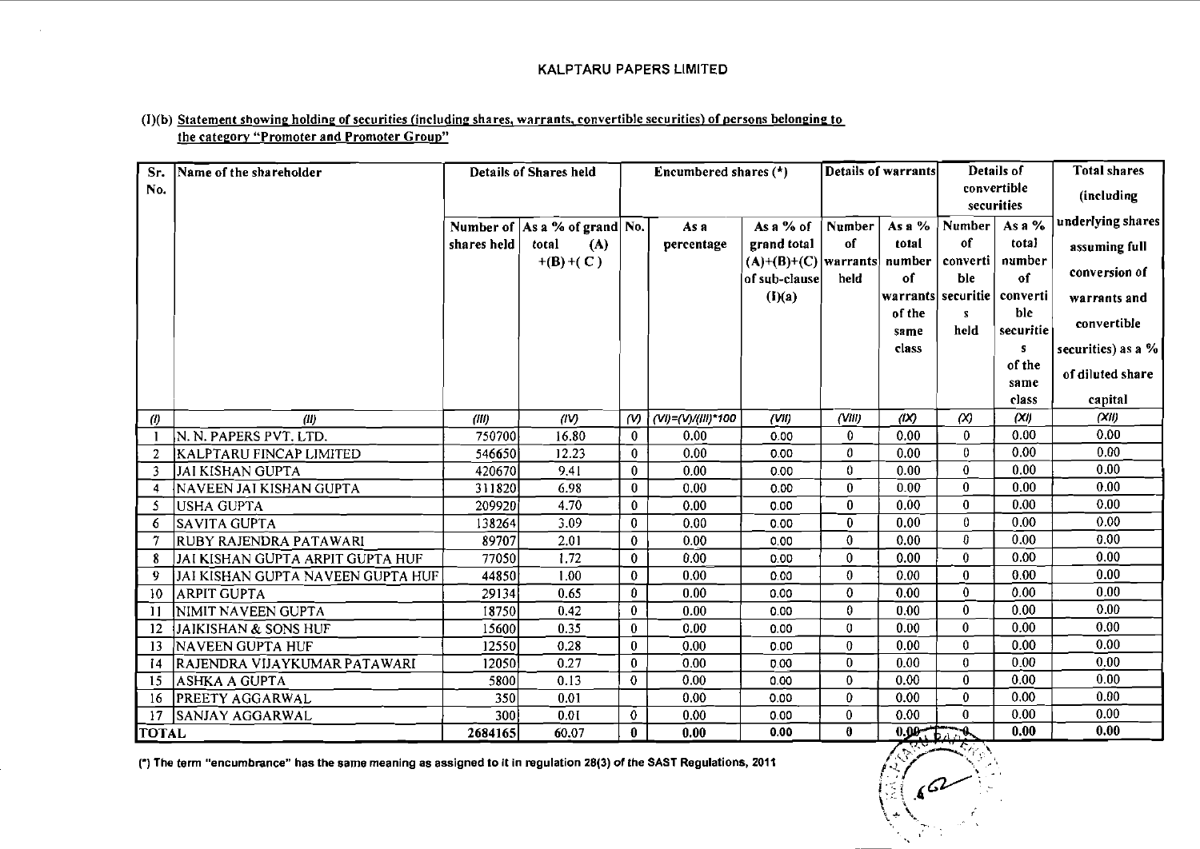KALPTARU PAPERS LIMITED

(I)(b) Statement showing holding of securities (including shares, warrants, convertible securities) of persons belonging to the category "Promoter and Promoter Group"

| Sr. No. | Name of the shareholder | Details of Shares held | | Encumbered shares (*) | | | Details of warrants | | Details of convertible securities | | Total shares (including underlying shares assuming full conversion of warrants and convertible securities) as a % of diluted share capital |
|---|---|---|---|---|---|---|---|---|---|---|---|
| | | Number of shares held | As a % of grand total (A) +(B) +( C ) | No. | As a percentage | As a % of grand total (A)+(B)+(C) of sub-clause (I)(a) | Number of warrants held | As a % total number of warrants of the same class | Number of convertible securities held | As a % total number of convertible securities of the same class | |
| (I) | (II) | (III) | (IV) | (V) | (VI)=(V)/(III)*100 | (VII) | (VIII) | (IX) | (X) | (XI) | (XII) |
| 1 | N. N. PAPERS PVT. LTD. | 750700 | 16.80 | 0 | 0.00 | 0.00 | 0 | 0.00 | 0 | 0.00 | 0.00 |
| 2 | KALPTARU FINCAP LIMITED | 546650 | 12.23 | 0 | 0.00 | 0.00 | 0 | 0.00 | 0 | 0.00 | 0.00 |
| 3 | JAI KISHAN GUPTA | 420670 | 9.41 | 0 | 0.00 | 0.00 | 0 | 0.00 | 0 | 0.00 | 0.00 |
| 4 | NAVEEN JAI KISHAN GUPTA | 311820 | 6.98 | 0 | 0.00 | 0.00 | 0 | 0.00 | 0 | 0.00 | 0.00 |
| 5 | USHA GUPTA | 209920 | 4.70 | 0 | 0.00 | 0.00 | 0 | 0.00 | 0 | 0.00 | 0.00 |
| 6 | SAVITA GUPTA | 138264 | 3.09 | 0 | 0.00 | 0.00 | 0 | 0.00 | 0 | 0.00 | 0.00 |
| 7 | RUBY RAJENDRA PATAWARI | 89707 | 2.01 | 0 | 0.00 | 0.00 | 0 | 0.00 | 0 | 0.00 | 0.00 |
| 8 | JAI KISHAN GUPTA ARPIT GUPTA HUF | 77050 | 1.72 | 0 | 0.00 | 0.00 | 0 | 0.00 | 0 | 0.00 | 0.00 |
| 9 | JAI KISHAN GUPTA NAVEEN GUPTA HUF | 44850 | 1.00 | 0 | 0.00 | 0.00 | 0 | 0.00 | 0 | 0.00 | 0.00 |
| 10 | ARPIT GUPTA | 29134 | 0.65 | 0 | 0.00 | 0.00 | 0 | 0.00 | 0 | 0.00 | 0.00 |
| 11 | NIMIT NAVEEN GUPTA | 18750 | 0.42 | 0 | 0.00 | 0.00 | 0 | 0.00 | 0 | 0.00 | 0.00 |
| 12 | JAIKISHAN & SONS HUF | 15600 | 0.35 | 0 | 0.00 | 0.00 | 0 | 0.00 | 0 | 0.00 | 0.00 |
| 13 | NAVEEN GUPTA HUF | 12550 | 0.28 | 0 | 0.00 | 0.00 | 0 | 0.00 | 0 | 0.00 | 0.00 |
| 14 | RAJENDRA VIJAYKUMAR PATAWARI | 12050 | 0.27 | 0 | 0.00 | 0.00 | 0 | 0.00 | 0 | 0.00 | 0.00 |
| 15 | ASHKA A GUPTA | 5800 | 0.13 | 0 | 0.00 | 0.00 | 0 | 0.00 | 0 | 0.00 | 0.00 |
| 16 | PREETY AGGARWAL | 350 | 0.01 | | 0.00 | 0.00 | 0 | 0.00 | 0 | 0.00 | 0.00 |
| 17 | SANJAY AGGARWAL | 300 | 0.01 | 0 | 0.00 | 0.00 | 0 | 0.00 | 0 | 0.00 | 0.00 |
| TOTAL | | 2684165 | 60.07 | 0 | 0.00 | 0.00 | 0 | 0.00 | 0 | 0.00 | 0.00 |

(*) The term "encumbrance" has the same meaning as assigned to it in regulation 28(3) of the SAST Regulations, 2011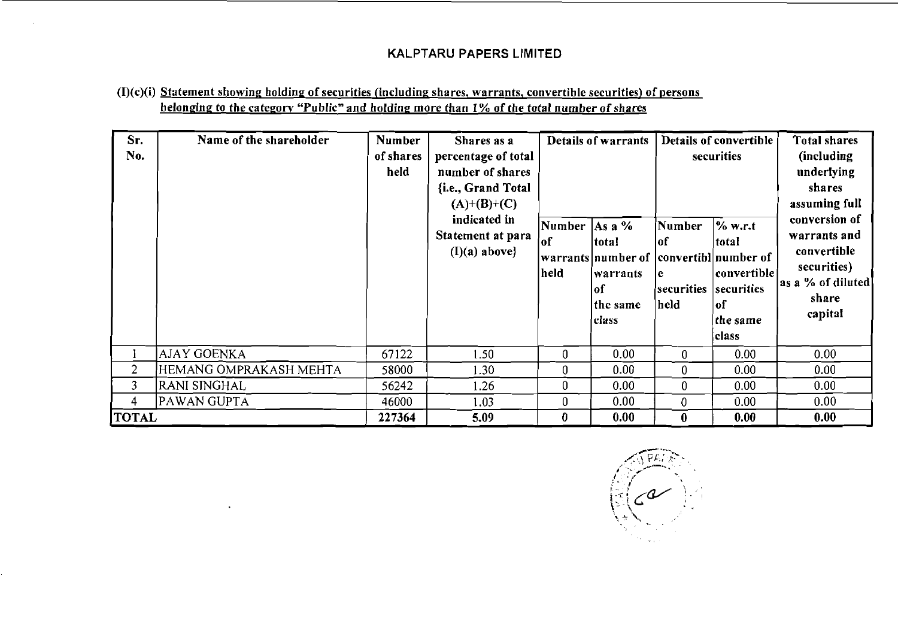# KALPTARU PAPERS LIMITED

**(I)(c)(i) Statement showing holding of securities (including shares, warrants, convertible securities) of persons belonging to the category "Public" and holding more than 1% of the total number of shares**

| Sr. No. | Name of the shareholder | Number of shares held | Shares as a percentage of total number of shares {i.e., Grand Total (A)+(B)+(C) indicated in Statement at para (I)(a) above} | Details of warrants | | Details of convertible securities | | Total shares (including underlying shares assuming full conversion of warrants and convertible securities) as a % of diluted share capital |
|---|---|---|---|---|---|---|---|---|
| | | | | Number of warrants held | As a % total number of warrants of the same class | Number of convertible securities held | % w.r.t total number of convertible securities of the same class | |
| 1 | AJAY GOENKA | 67122 | 1.50 | 0 | 0.00 | 0 | 0.00 | 0.00 |
| 2 | HEMANG OMPRAKASH MEHTA | 58000 | 1.30 | 0 | 0.00 | 0 | 0.00 | 0.00 |
| 3 | RANI SINGHAL | 56242 | 1.26 | 0 | 0.00 | 0 | 0.00 | 0.00 |
| 4 | PAWAN GUPTA | 46000 | 1.03 | 0 | 0.00 | 0 | 0.00 | 0.00 |
| **TOTAL** | | **227364** | **5.09** | **0** | **0.00** | **0** | **0.00** | **0.00** |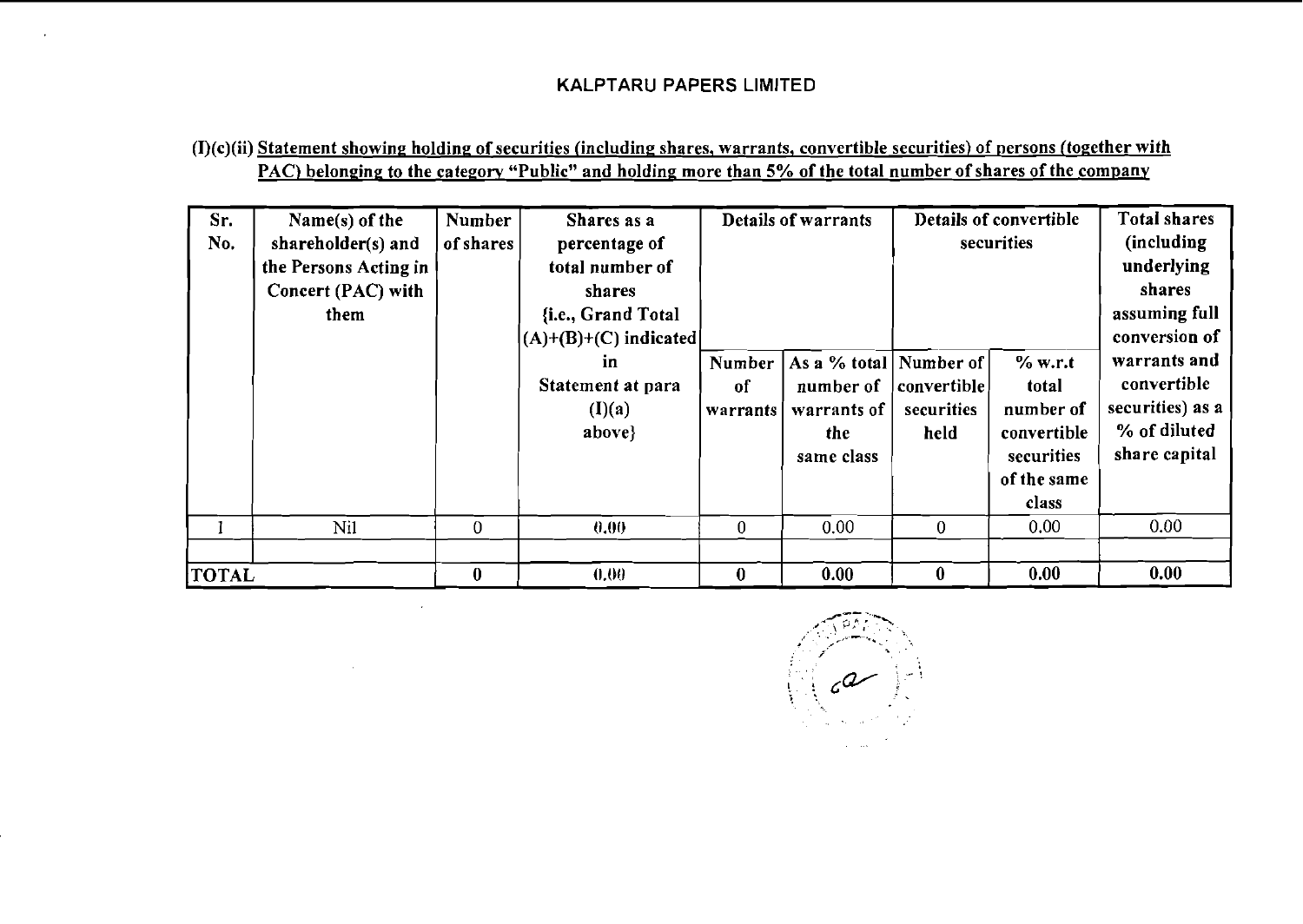## KALPTARU PAPERS LIMITED

**(I)(c)(ii) Statement showing holding of securities (including shares, warrants, convertible securities) of persons (together with PAC) belonging to the category "Public" and holding more than 5% of the total number of shares of the company**

| Sr. No. | Name(s) of the shareholder(s) and the Persons Acting in Concert (PAC) with them | Number of shares | Shares as a percentage of total number of shares {i.e., Grand Total (A)+(B)+(C) indicated in Statement at para (I)(a) above} | Details of warrants | | Details of convertible securities | | Total shares (including underlying shares assuming full conversion of warrants and convertible securities) as a % of diluted share capital |
|---|---|---|---|---|---|---|---|---|
| | | | | Number of warrants | As a % total number of warrants of the same class | Number of convertible securities held | % w.r.t total number of convertible securities of the same class | |
| 1 | Nil | 0 | 0.00 | 0 | 0.00 | 0 | 0.00 | 0.00 |
| | | | | | | | | |
| **TOTAL** | | **0** | **0.00** | **0** | **0.00** | **0** | **0.00** | **0.00** |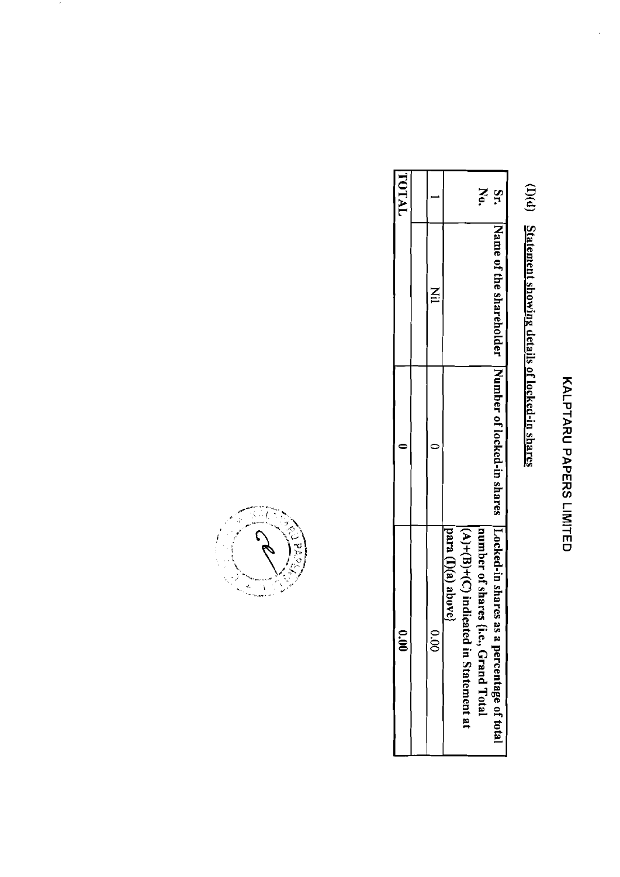# KALPTARU PAPERS LIMITED

**(I)(d) Statement showing details of locked-in shares**

| Sr. No. | Name of the shareholder | Number of locked-in shares | Locked-in shares as a percentage of total number of shares {i.e., Grand Total (A)+(B)+(C) indicated in Statement at para (I)(a) above} |
|---|---|---|---|
| 1 | Nil | 0 | 0.00 |
| | | | |
| TOTAL | | 0 | 0.00 |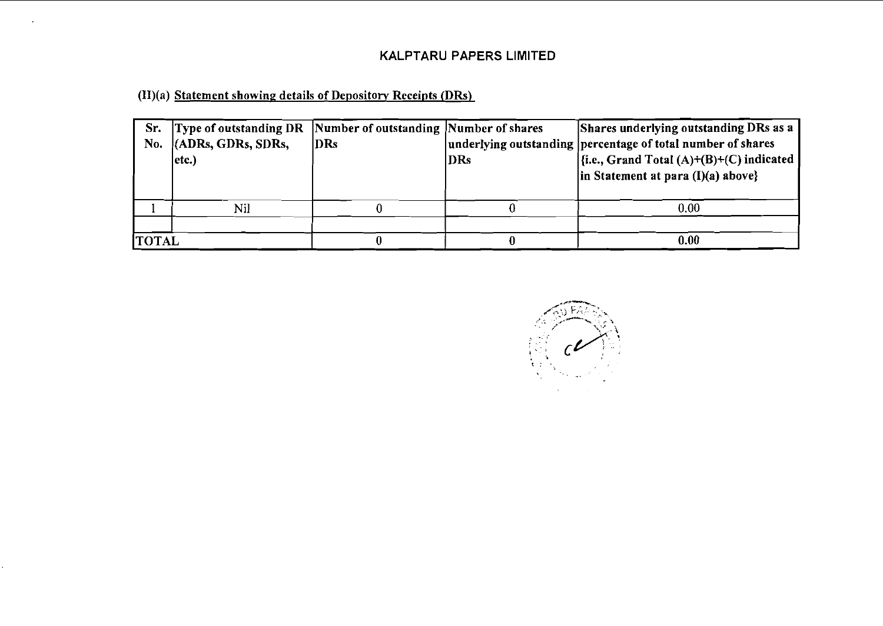# KALPTARU PAPERS LIMITED

## (II)(a) Statement showing details of Depository Receipts (DRs)

| Sr. No. | Type of outstanding DR (ADRs, GDRs, SDRs, etc.) | Number of outstanding DRs | Number of shares underlying outstanding DRs | Shares underlying outstanding DRs as a percentage of total number of shares {i.e., Grand Total (A)+(B)+(C) indicated in Statement at para (I)(a) above} |
|---|---|---|---|---|
| 1 | Nil | 0 | 0 | 0.00 |
| | | | | |
| TOTAL | | 0 | 0 | 0.00 |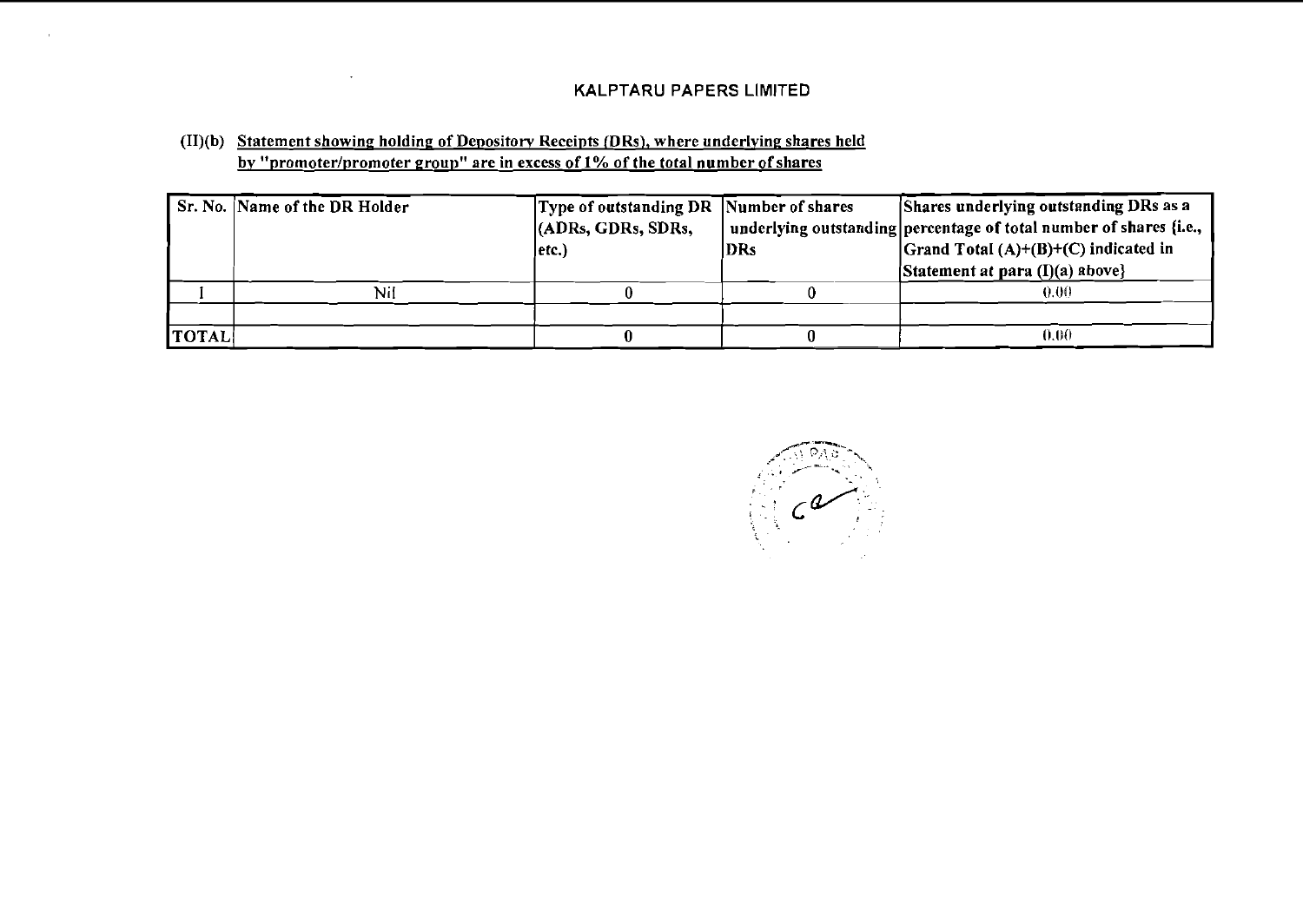KALPTARU PAPERS LIMITED

(II)(b) **Statement showing holding of Depository Receipts (DRs), where underlying shares held by "promoter/promoter group" are in excess of 1% of the total number of shares**

| Sr. No. | Name of the DR Holder | Type of outstanding DR (ADRs, GDRs, SDRs, etc.) | Number of shares underlying outstanding DRs | Shares underlying outstanding DRs as a percentage of total number of shares {i.e., Grand Total (A)+(B)+(C) indicated in Statement at para (I)(a) above} |
|---|---|---|---|---|
| 1 | Nil | 0 | 0 | 0.00 |
| | | | | |
| TOTAL | | 0 | 0 | 0.00 |